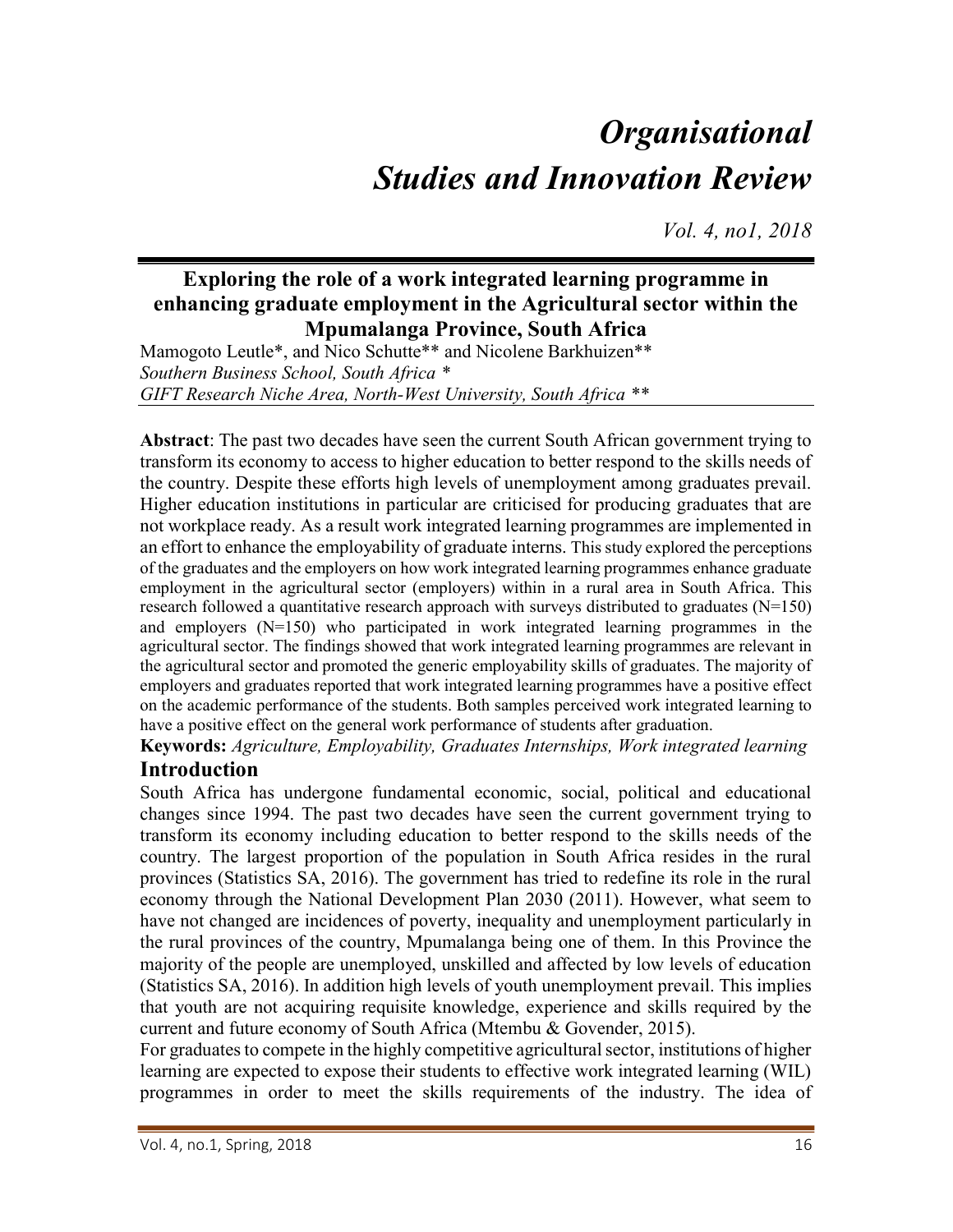# *Organisational Studies and Innovation Review*

*Vol. 4, no1, 2018*

## Exploring the role of a work integrated learning programme in enhancing graduate employment in the Agricultural sector within the Mpumalanga Province, South Africa

Mamogoto Leutle*, and Nico Schutte** and Nicolene Barkhuizen**

*Southern Business School, South Africa **

*GIFT Research Niche Area, North-West University, South Africa ***

**Abstract**: The past two decades have seen the current South African government trying to transform its economy to access to higher education to better respond to the skills needs of the country. Despite these efforts high levels of unemployment among graduates prevail. Higher education institutions in particular are criticised for producing graduates that are not workplace ready. As a result work integrated learning programmes are implemented in an effort to enhance the employability of graduate interns. This study explored the perceptions of the graduates and the employers on how work integrated learning programmes enhance graduate employment in the agricultural sector (employers) within in a rural area in South Africa. This research followed a quantitative research approach with surveys distributed to graduates (N=150) and employers (N=150) who participated in work integrated learning programmes in the agricultural sector. The findings showed that work integrated learning programmes are relevant in the agricultural sector and promoted the generic employability skills of graduates. The majority of employers and graduates reported that work integrated learning programmes have a positive effect on the academic performance of the students. Both samples perceived work integrated learning to have a positive effect on the general work performance of students after graduation.

**Keywords:** *Agriculture, Employability, Graduates Internships, Work integrated learning*

## Introduction

South Africa has undergone fundamental economic, social, political and educational changes since 1994. The past two decades have seen the current government trying to transform its economy including education to better respond to the skills needs of the country. The largest proportion of the population in South Africa resides in the rural provinces (Statistics SA, 2016). The government has tried to redefine its role in the rural economy through the National Development Plan 2030 (2011). However, what seem to have not changed are incidences of poverty, inequality and unemployment particularly in the rural provinces of the country, Mpumalanga being one of them. In this Province the majority of the people are unemployed, unskilled and affected by low levels of education (Statistics SA, 2016). In addition high levels of youth unemployment prevail. This implies that youth are not acquiring requisite knowledge, experience and skills required by the current and future economy of South Africa (Mtembu & Govender, 2015).

For graduates to compete in the highly competitive agricultural sector, institutions of higher learning are expected to expose their students to effective work integrated learning (WIL) programmes in order to meet the skills requirements of the industry. The idea of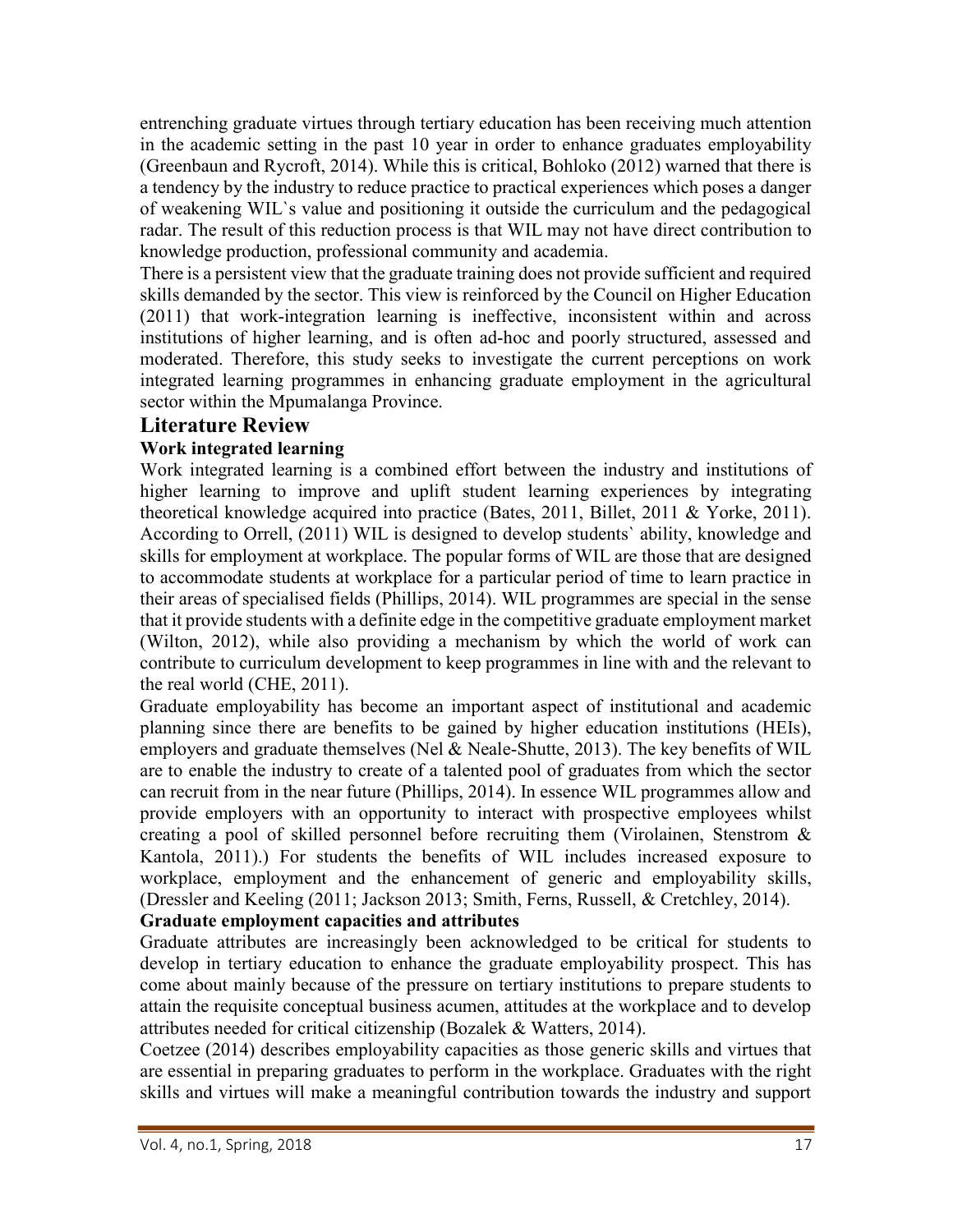entrenching graduate virtues through tertiary education has been receiving much attention in the academic setting in the past 10 year in order to enhance graduates employability (Greenbaun and Rycroft, 2014). While this is critical, Bohloko (2012) warned that there is a tendency by the industry to reduce practice to practical experiences which poses a danger of weakening WIL`s value and positioning it outside the curriculum and the pedagogical radar. The result of this reduction process is that WIL may not have direct contribution to knowledge production, professional community and academia.

There is a persistent view that the graduate training does not provide sufficient and required skills demanded by the sector. This view is reinforced by the Council on Higher Education (2011) that work-integration learning is ineffective, inconsistent within and across institutions of higher learning, and is often ad-hoc and poorly structured, assessed and moderated. Therefore, this study seeks to investigate the current perceptions on work integrated learning programmes in enhancing graduate employment in the agricultural sector within the Mpumalanga Province.

## Literature Review

### Work integrated learning

Work integrated learning is a combined effort between the industry and institutions of higher learning to improve and uplift student learning experiences by integrating theoretical knowledge acquired into practice (Bates, 2011, Billet, 2011 & Yorke, 2011). According to Orrell, (2011) WIL is designed to develop students` ability, knowledge and skills for employment at workplace. The popular forms of WIL are those that are designed to accommodate students at workplace for a particular period of time to learn practice in their areas of specialised fields (Phillips, 2014). WIL programmes are special in the sense that it provide students with a definite edge in the competitive graduate employment market (Wilton, 2012), while also providing a mechanism by which the world of work can contribute to curriculum development to keep programmes in line with and the relevant to the real world (CHE, 2011).

Graduate employability has become an important aspect of institutional and academic planning since there are benefits to be gained by higher education institutions (HEIs), employers and graduate themselves (Nel & Neale-Shutte, 2013). The key benefits of WIL are to enable the industry to create of a talented pool of graduates from which the sector can recruit from in the near future (Phillips, 2014). In essence WIL programmes allow and provide employers with an opportunity to interact with prospective employees whilst creating a pool of skilled personnel before recruiting them (Virolainen, Stenstrom & Kantola, 2011).) For students the benefits of WIL includes increased exposure to workplace, employment and the enhancement of generic and employability skills, (Dressler and Keeling (2011; Jackson 2013; Smith, Ferns, Russell, & Cretchley, 2014).

### Graduate employment capacities and attributes

Graduate attributes are increasingly been acknowledged to be critical for students to develop in tertiary education to enhance the graduate employability prospect. This has come about mainly because of the pressure on tertiary institutions to prepare students to attain the requisite conceptual business acumen, attitudes at the workplace and to develop attributes needed for critical citizenship (Bozalek & Watters, 2014).

Coetzee (2014) describes employability capacities as those generic skills and virtues that are essential in preparing graduates to perform in the workplace. Graduates with the right skills and virtues will make a meaningful contribution towards the industry and support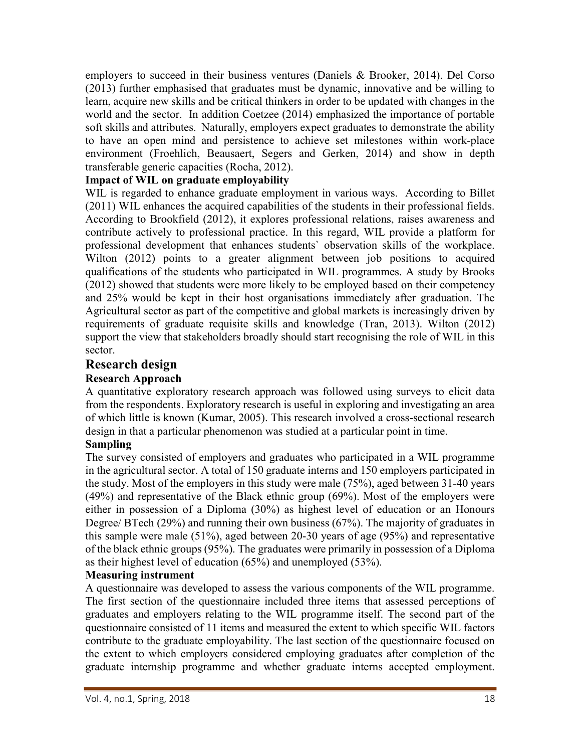employers to succeed in their business ventures (Daniels & Brooker, 2014). Del Corso (2013) further emphasised that graduates must be dynamic, innovative and be willing to learn, acquire new skills and be critical thinkers in order to be updated with changes in the world and the sector. In addition Coetzee (2014) emphasized the importance of portable soft skills and attributes. Naturally, employers expect graduates to demonstrate the ability to have an open mind and persistence to achieve set milestones within work-place environment (Froehlich, Beausaert, Segers and Gerken, 2014) and show in depth transferable generic capacities (Rocha, 2012).

### Impact of WIL on graduate employability

WIL is regarded to enhance graduate employment in various ways. According to Billet (2011) WIL enhances the acquired capabilities of the students in their professional fields. According to Brookfield (2012), it explores professional relations, raises awareness and contribute actively to professional practice. In this regard, WIL provide a platform for professional development that enhances students` observation skills of the workplace. Wilton (2012) points to a greater alignment between job positions to acquired qualifications of the students who participated in WIL programmes. A study by Brooks (2012) showed that students were more likely to be employed based on their competency and 25% would be kept in their host organisations immediately after graduation. The Agricultural sector as part of the competitive and global markets is increasingly driven by requirements of graduate requisite skills and knowledge (Tran, 2013). Wilton (2012) support the view that stakeholders broadly should start recognising the role of WIL in this sector.

## Research design

### Research Approach

A quantitative exploratory research approach was followed using surveys to elicit data from the respondents. Exploratory research is useful in exploring and investigating an area of which little is known (Kumar, 2005). This research involved a cross-sectional research design in that a particular phenomenon was studied at a particular point in time.

### Sampling

The survey consisted of employers and graduates who participated in a WIL programme in the agricultural sector. A total of 150 graduate interns and 150 employers participated in the study. Most of the employers in this study were male (75%), aged between 31-40 years (49%) and representative of the Black ethnic group (69%). Most of the employers were either in possession of a Diploma (30%) as highest level of education or an Honours Degree/ BTech (29%) and running their own business (67%). The majority of graduates in this sample were male (51%), aged between 20-30 years of age (95%) and representative of the black ethnic groups (95%). The graduates were primarily in possession of a Diploma as their highest level of education (65%) and unemployed (53%).

### Measuring instrument

A questionnaire was developed to assess the various components of the WIL programme. The first section of the questionnaire included three items that assessed perceptions of graduates and employers relating to the WIL programme itself. The second part of the questionnaire consisted of 11 items and measured the extent to which specific WIL factors contribute to the graduate employability. The last section of the questionnaire focused on the extent to which employers considered employing graduates after completion of the graduate internship programme and whether graduate interns accepted employment.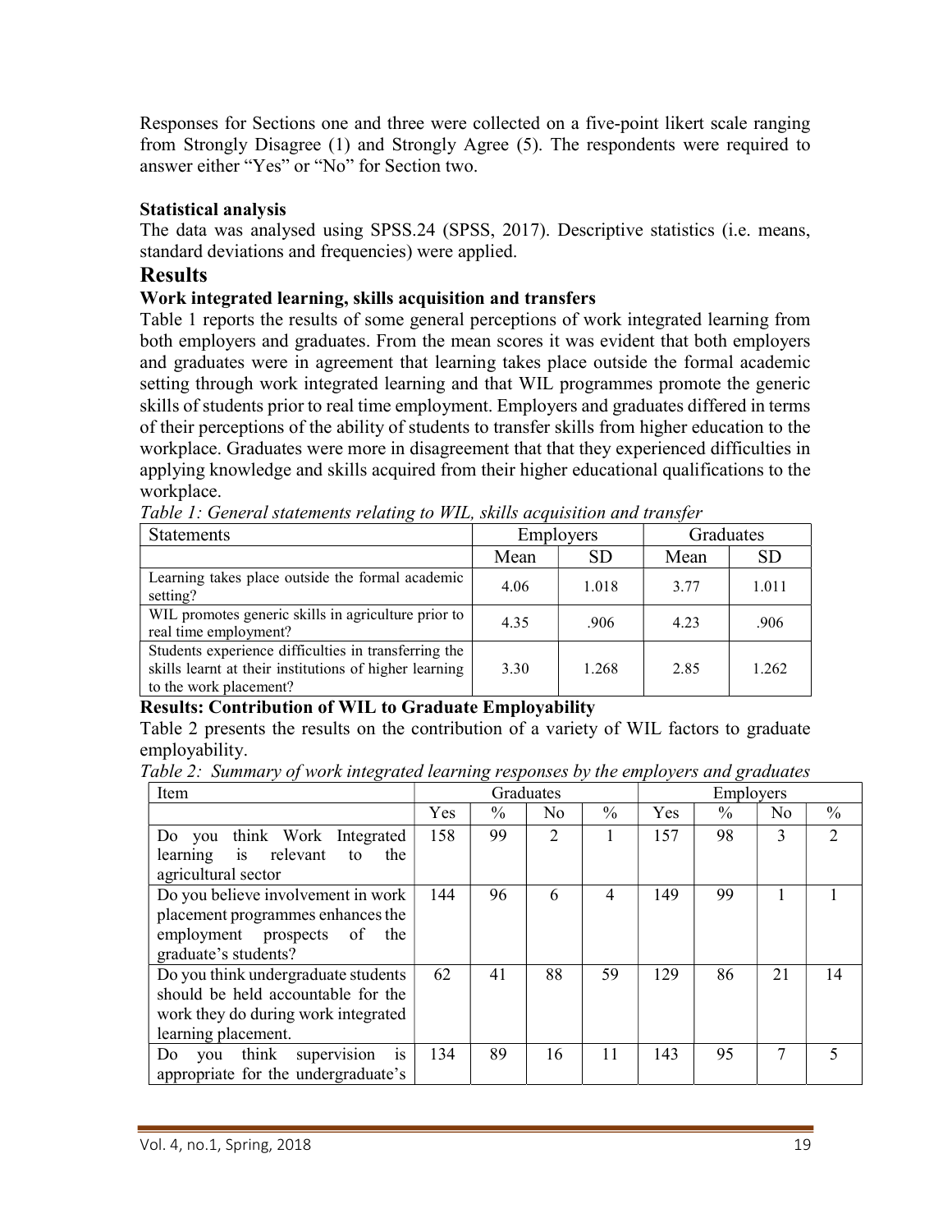Responses for Sections one and three were collected on a five-point likert scale ranging from Strongly Disagree (1) and Strongly Agree (5). The respondents were required to answer either "Yes" or "No" for Section two.

### Statistical analysis

The data was analysed using SPSS.24 (SPSS, 2017). Descriptive statistics (i.e. means, standard deviations and frequencies) were applied.

## Results

### Work integrated learning, skills acquisition and transfers

Table 1 reports the results of some general perceptions of work integrated learning from both employers and graduates. From the mean scores it was evident that both employers and graduates were in agreement that learning takes place outside the formal academic setting through work integrated learning and that WIL programmes promote the generic skills of students prior to real time employment. Employers and graduates differed in terms of their perceptions of the ability of students to transfer skills from higher education to the workplace. Graduates were more in disagreement that that they experienced difficulties in applying knowledge and skills acquired from their higher educational qualifications to the workplace.

*Table 1: General statements relating to WIL, skills acquisition and transfer*

| Statements | Employers | | Graduates | |
|---|---|---|---|---|
| | Mean | SD | Mean | SD |
| Learning takes place outside the formal academic setting? | 4.06 | 1.018 | 3.77 | 1.011 |
| WIL promotes generic skills in agriculture prior to real time employment? | 4.35 | .906 | 4.23 | .906 |
| Students experience difficulties in transferring the skills learnt at their institutions of higher learning to the work placement? | 3.30 | 1.268 | 2.85 | 1.262 |

### Results: Contribution of WIL to Graduate Employability

Table 2 presents the results on the contribution of a variety of WIL factors to graduate employability.

*Table 2: Summary of work integrated learning responses by the employers and graduates*

| Item | Graduates | | | | Employers | | | |
|---|---|---|---|---|---|---|---|---|
| | Yes | % | No | % | Yes | % | No | % |
| Do you think Work Integrated learning is relevant to the agricultural sector | 158 | 99 | 2 | 1 | 157 | 98 | 3 | 2 |
| Do you believe involvement in work placement programmes enhances the employment prospects of the graduate's students? | 144 | 96 | 6 | 4 | 149 | 99 | 1 | 1 |
| Do you think undergraduate students should be held accountable for the work they do during work integrated learning placement. | 62 | 41 | 88 | 59 | 129 | 86 | 21 | 14 |
| Do you think supervision is appropriate for the undergraduate's | 134 | 89 | 16 | 11 | 143 | 95 | 7 | 5 |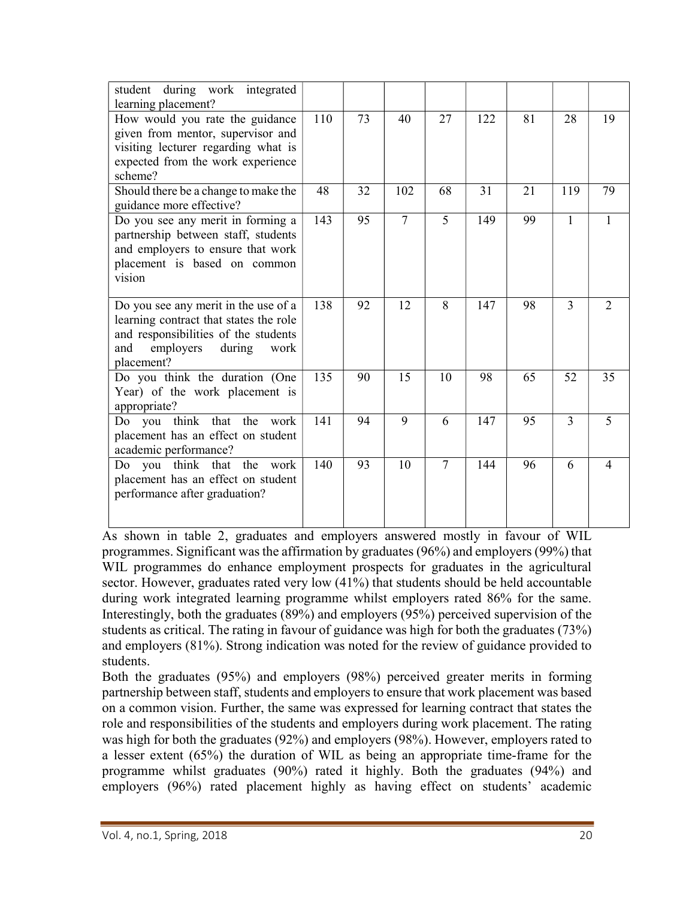| | | | | | | | | |
|---|---|---|---|---|---|---|---|---|
| student during work integrated learning placement? | | | | | | | | |
| How would you rate the guidance given from mentor, supervisor and visiting lecturer regarding what is expected from the work experience scheme? | 110 | 73 | 40 | 27 | 122 | 81 | 28 | 19 |
| Should there be a change to make the guidance more effective? | 48 | 32 | 102 | 68 | 31 | 21 | 119 | 79 |
| Do you see any merit in forming a partnership between staff, students and employers to ensure that work placement is based on common vision | 143 | 95 | 7 | 5 | 149 | 99 | 1 | 1 |
| Do you see any merit in the use of a learning contract that states the role and responsibilities of the students and employers during work placement? | 138 | 92 | 12 | 8 | 147 | 98 | 3 | 2 |
| Do you think the duration (One Year) of the work placement is appropriate? | 135 | 90 | 15 | 10 | 98 | 65 | 52 | 35 |
| Do you think that the work placement has an effect on student academic performance? | 141 | 94 | 9 | 6 | 147 | 95 | 3 | 5 |
| Do you think that the work placement has an effect on student performance after graduation? | 140 | 93 | 10 | 7 | 144 | 96 | 6 | 4 |

As shown in table 2, graduates and employers answered mostly in favour of WIL programmes. Significant was the affirmation by graduates (96%) and employers (99%) that WIL programmes do enhance employment prospects for graduates in the agricultural sector. However, graduates rated very low (41%) that students should be held accountable during work integrated learning programme whilst employers rated 86% for the same. Interestingly, both the graduates (89%) and employers (95%) perceived supervision of the students as critical. The rating in favour of guidance was high for both the graduates (73%) and employers (81%). Strong indication was noted for the review of guidance provided to students.

Both the graduates (95%) and employers (98%) perceived greater merits in forming partnership between staff, students and employers to ensure that work placement was based on a common vision. Further, the same was expressed for learning contract that states the role and responsibilities of the students and employers during work placement. The rating was high for both the graduates (92%) and employers (98%). However, employers rated to a lesser extent (65%) the duration of WIL as being an appropriate time-frame for the programme whilst graduates (90%) rated it highly. Both the graduates (94%) and employers (96%) rated placement highly as having effect on students' academic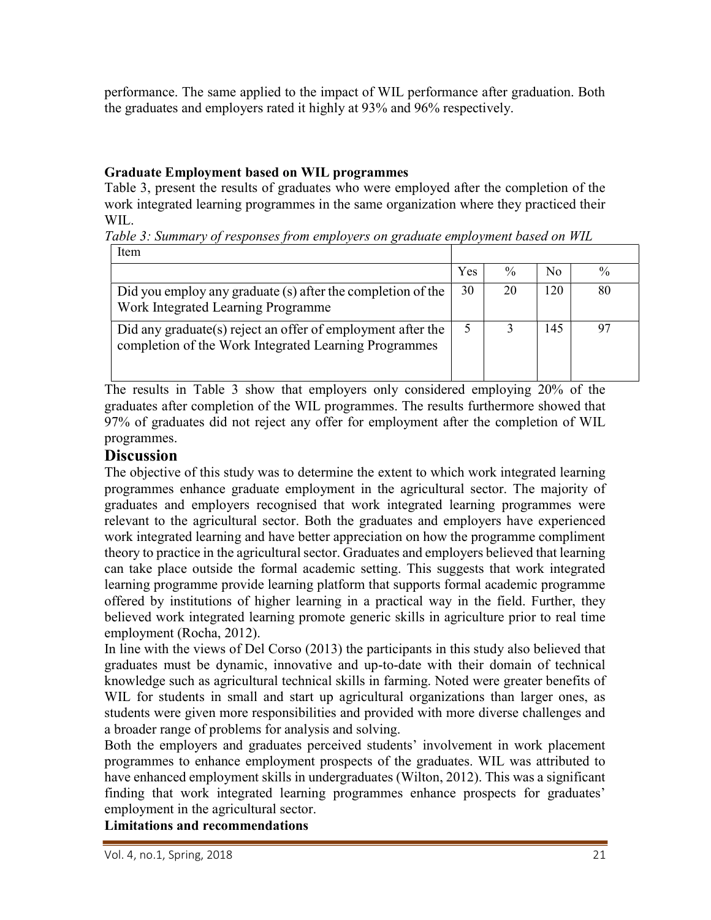performance. The same applied to the impact of WIL performance after graduation. Both the graduates and employers rated it highly at 93% and 96% respectively.

### Graduate Employment based on WIL programmes

Table 3, present the results of graduates who were employed after the completion of the work integrated learning programmes in the same organization where they practiced their WIL.

*Table 3: Summary of responses from employers on graduate employment based on WIL*

| Item | | | | |
|---|---|---|---|---|
| | Yes | % | No | % |
| Did you employ any graduate (s) after the completion of the Work Integrated Learning Programme | 30 | 20 | 120 | 80 |
| Did any graduate(s) reject an offer of employment after the completion of the Work Integrated Learning Programmes | 5 | 3 | 145 | 97 |

The results in Table 3 show that employers only considered employing 20% of the graduates after completion of the WIL programmes. The results furthermore showed that 97% of graduates did not reject any offer for employment after the completion of WIL programmes.

## Discussion

The objective of this study was to determine the extent to which work integrated learning programmes enhance graduate employment in the agricultural sector. The majority of graduates and employers recognised that work integrated learning programmes were relevant to the agricultural sector. Both the graduates and employers have experienced work integrated learning and have better appreciation on how the programme compliment theory to practice in the agricultural sector. Graduates and employers believed that learning can take place outside the formal academic setting. This suggests that work integrated learning programme provide learning platform that supports formal academic programme offered by institutions of higher learning in a practical way in the field. Further, they believed work integrated learning promote generic skills in agriculture prior to real time employment (Rocha, 2012).

In line with the views of Del Corso (2013) the participants in this study also believed that graduates must be dynamic, innovative and up-to-date with their domain of technical knowledge such as agricultural technical skills in farming. Noted were greater benefits of WIL for students in small and start up agricultural organizations than larger ones, as students were given more responsibilities and provided with more diverse challenges and a broader range of problems for analysis and solving.

Both the employers and graduates perceived students' involvement in work placement programmes to enhance employment prospects of the graduates. WIL was attributed to have enhanced employment skills in undergraduates (Wilton, 2012). This was a significant finding that work integrated learning programmes enhance prospects for graduates' employment in the agricultural sector.

### Limitations and recommendations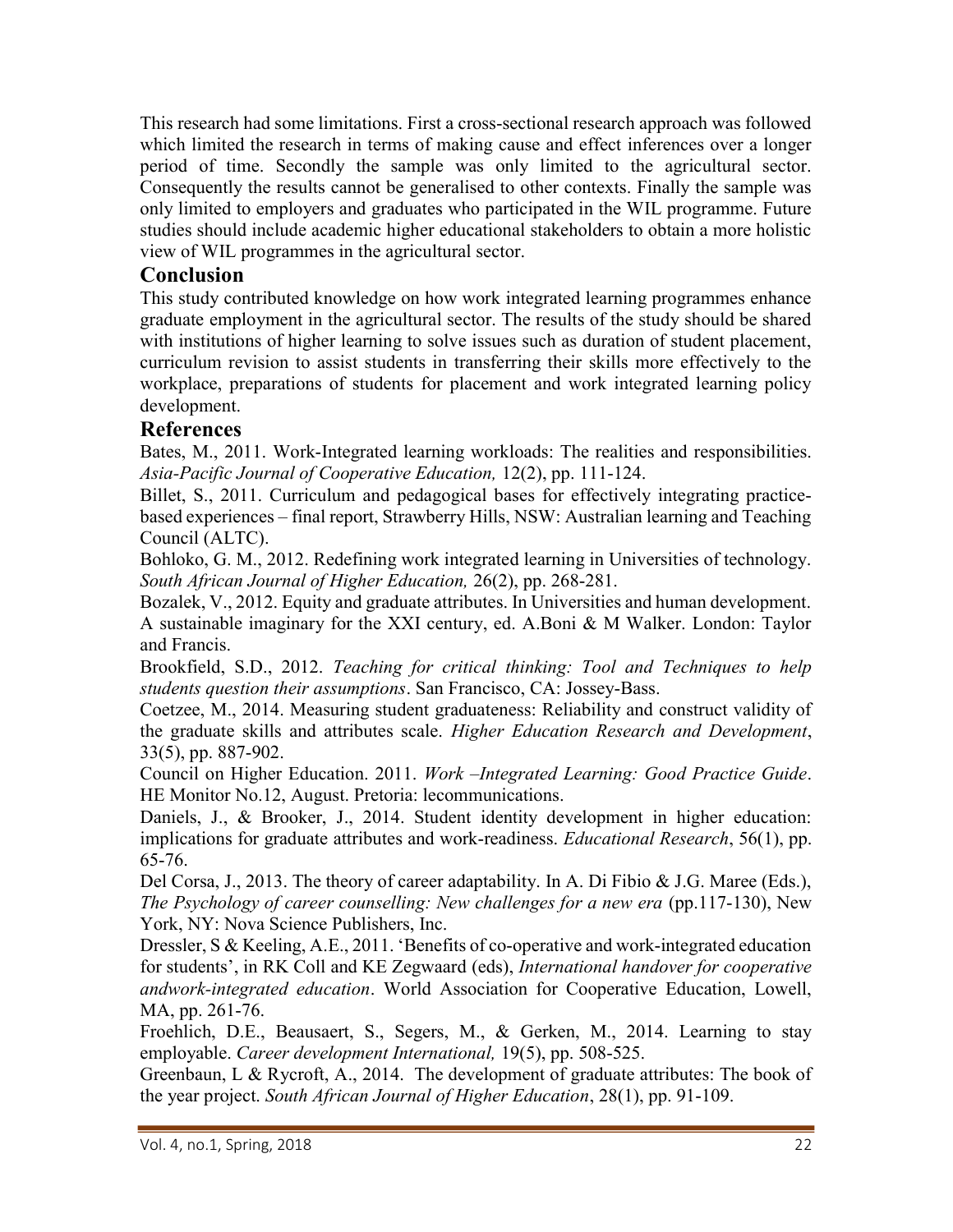This research had some limitations. First a cross-sectional research approach was followed which limited the research in terms of making cause and effect inferences over a longer period of time. Secondly the sample was only limited to the agricultural sector. Consequently the results cannot be generalised to other contexts. Finally the sample was only limited to employers and graduates who participated in the WIL programme. Future studies should include academic higher educational stakeholders to obtain a more holistic view of WIL programmes in the agricultural sector.

## Conclusion

This study contributed knowledge on how work integrated learning programmes enhance graduate employment in the agricultural sector. The results of the study should be shared with institutions of higher learning to solve issues such as duration of student placement, curriculum revision to assist students in transferring their skills more effectively to the workplace, preparations of students for placement and work integrated learning policy development.

## References

Bates, M., 2011. Work-Integrated learning workloads: The realities and responsibilities. *Asia-Pacific Journal of Cooperative Education,* 12(2), pp. 111-124.

Billet, S., 2011. Curriculum and pedagogical bases for effectively integrating practice-based experiences – final report, Strawberry Hills, NSW: Australian learning and Teaching Council (ALTC).

Bohloko, G. M., 2012. Redefining work integrated learning in Universities of technology. *South African Journal of Higher Education,* 26(2), pp. 268-281.

Bozalek, V., 2012. Equity and graduate attributes. In Universities and human development. A sustainable imaginary for the XXI century, ed. A.Boni & M Walker. London: Taylor and Francis.

Brookfield, S.D., 2012. *Teaching for critical thinking: Tool and Techniques to help students question their assumptions*. San Francisco, CA: Jossey-Bass.

Coetzee, M., 2014. Measuring student graduateness: Reliability and construct validity of the graduate skills and attributes scale. *Higher Education Research and Development*, 33(5), pp. 887-902.

Council on Higher Education. 2011. *Work –Integrated Learning: Good Practice Guide*. HE Monitor No.12, August. Pretoria: lecommunications.

Daniels, J., & Brooker, J., 2014. Student identity development in higher education: implications for graduate attributes and work-readiness. *Educational Research*, 56(1), pp. 65-76.

Del Corsa, J., 2013. The theory of career adaptability. In A. Di Fibio & J.G. Maree (Eds.), *The Psychology of career counselling: New challenges for a new era* (pp.117-130), New York, NY: Nova Science Publishers, Inc.

Dressler, S & Keeling, A.E., 2011. 'Benefits of co-operative and work-integrated education for students', in RK Coll and KE Zegwaard (eds), *International handover for cooperative andwork-integrated education*. World Association for Cooperative Education, Lowell, MA, pp. 261-76.

Froehlich, D.E., Beausaert, S., Segers, M., & Gerken, M., 2014. Learning to stay employable. *Career development International,* 19(5), pp. 508-525.

Greenbaun, L & Rycroft, A., 2014. The development of graduate attributes: The book of the year project. *South African Journal of Higher Education*, 28(1), pp. 91-109.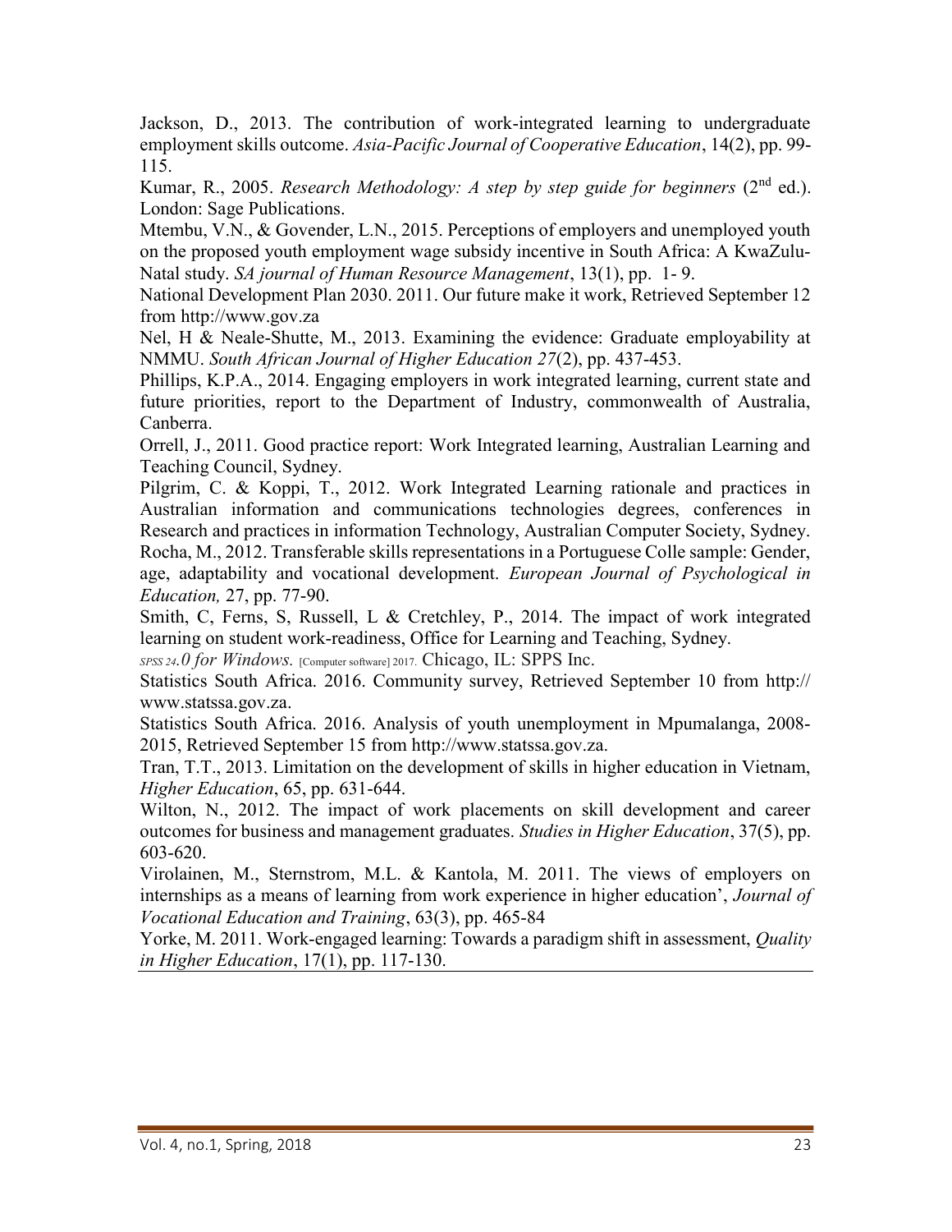Jackson, D., 2013. The contribution of work-integrated learning to undergraduate employment skills outcome. *Asia-Pacific Journal of Cooperative Education*, 14(2), pp. 99-115.

Kumar, R., 2005. *Research Methodology: A step by step guide for beginners* (2nd ed.). London: Sage Publications.

Mtembu, V.N., & Govender, L.N., 2015. Perceptions of employers and unemployed youth on the proposed youth employment wage subsidy incentive in South Africa: A KwaZulu-Natal study. *SA journal of Human Resource Management*, 13(1), pp. 1- 9.

National Development Plan 2030. 2011. Our future make it work, Retrieved September 12 from http://www.gov.za

Nel, H & Neale-Shutte, M., 2013. Examining the evidence: Graduate employability at NMMU. *South African Journal of Higher Education 27*(2), pp. 437-453.

Phillips, K.P.A., 2014. Engaging employers in work integrated learning, current state and future priorities, report to the Department of Industry, commonwealth of Australia, Canberra.

Orrell, J., 2011. Good practice report: Work Integrated learning, Australian Learning and Teaching Council, Sydney.

Pilgrim, C. & Koppi, T., 2012. Work Integrated Learning rationale and practices in Australian information and communications technologies degrees, conferences in Research and practices in information Technology, Australian Computer Society, Sydney.

Rocha, M., 2012. Transferable skills representations in a Portuguese Colle sample: Gender, age, adaptability and vocational development. *European Journal of Psychological in Education,* 27, pp. 77-90.

Smith, C, Ferns, S, Russell, L & Cretchley, P., 2014. The impact of work integrated learning on student work-readiness, Office for Learning and Teaching, Sydney.

*SPSS 24.0 for Windows.* [Computer software] 2017. Chicago, IL: SPPS Inc.

Statistics South Africa. 2016. Community survey, Retrieved September 10 from http:// www.statssa.gov.za.

Statistics South Africa. 2016. Analysis of youth unemployment in Mpumalanga, 2008-2015, Retrieved September 15 from http://www.statssa.gov.za.

Tran, T.T., 2013. Limitation on the development of skills in higher education in Vietnam, *Higher Education*, 65, pp. 631-644.

Wilton, N., 2012. The impact of work placements on skill development and career outcomes for business and management graduates. *Studies in Higher Education*, 37(5), pp. 603-620.

Virolainen, M., Sternstrom, M.L. & Kantola, M. 2011. The views of employers on internships as a means of learning from work experience in higher education', *Journal of Vocational Education and Training*, 63(3), pp. 465-84

Yorke, M. 2011. Work-engaged learning: Towards a paradigm shift in assessment, *Quality in Higher Education*, 17(1), pp. 117-130.